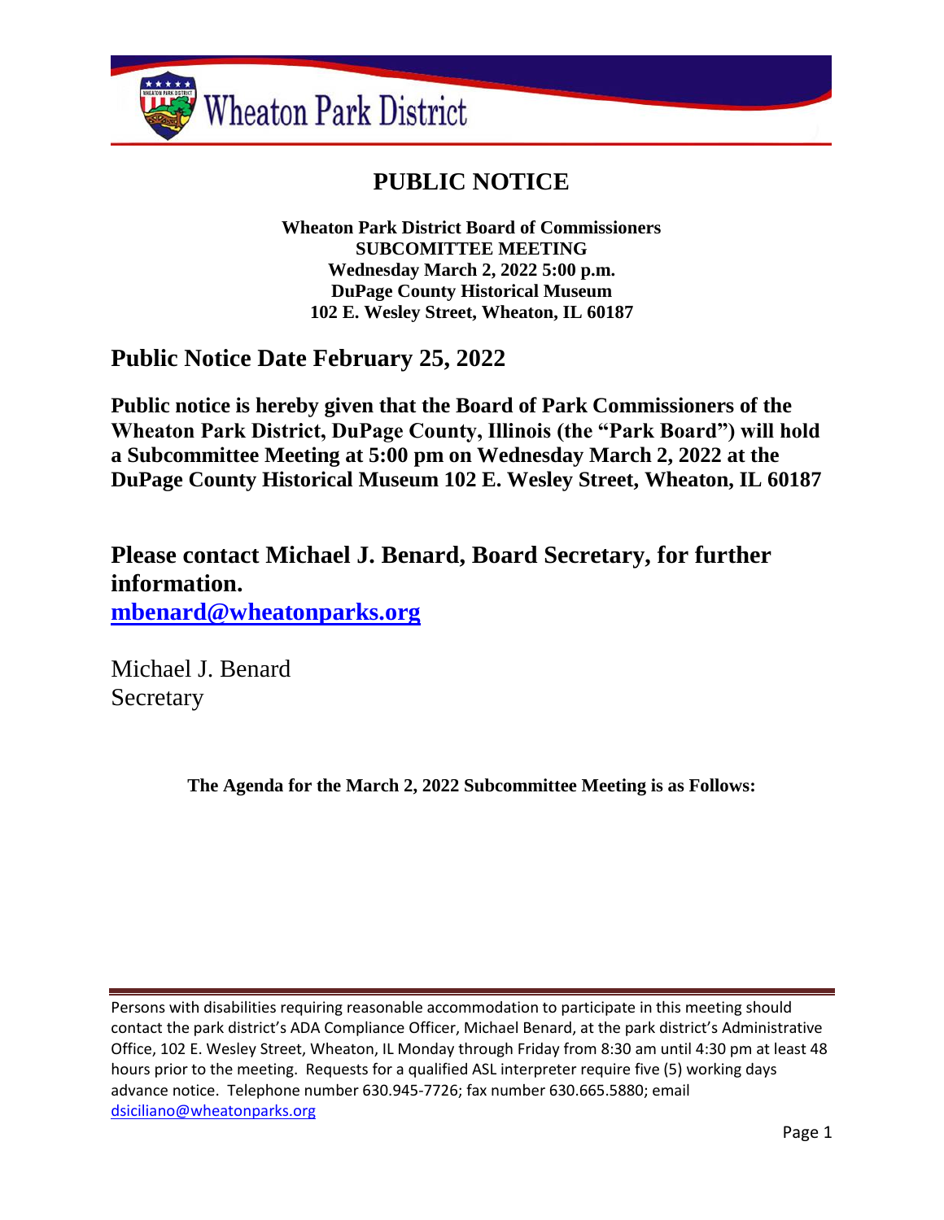Wheaton Park District

# PUBLIC NOTICE

**Wheaton Park District Board of Commissioners**
**SUBCOMMITTEE MEETING**
**Wednesday March 2, 2022 5:00 p.m.**
**DuPage County Historical Museum**
**102 E. Wesley Street, Wheaton, IL 60187**

## Public Notice Date February 25, 2022

**Public notice is hereby given that the Board of Park Commissioners of the Wheaton Park District, DuPage County, Illinois (the "Park Board") will hold a Subcommittee Meeting at 5:00 pm on Wednesday March 2, 2022 at the DuPage County Historical Museum 102 E. Wesley Street, Wheaton, IL 60187**

## Please contact Michael J. Benard, Board Secretary, for further information.

**mbenard@wheatonparks.org**

Michael J. Benard
Secretary

**The Agenda for the March 2, 2022 Subcommittee Meeting is as Follows:**

Persons with disabilities requiring reasonable accommodation to participate in this meeting should contact the park district's ADA Compliance Officer, Michael Benard, at the park district's Administrative Office, 102 E. Wesley Street, Wheaton, IL Monday through Friday from 8:30 am until 4:30 pm at least 48 hours prior to the meeting. Requests for a qualified ASL interpreter require five (5) working days advance notice. Telephone number 630.945-7726; fax number 630.665.5880; email dsiciliano@wheatonparks.org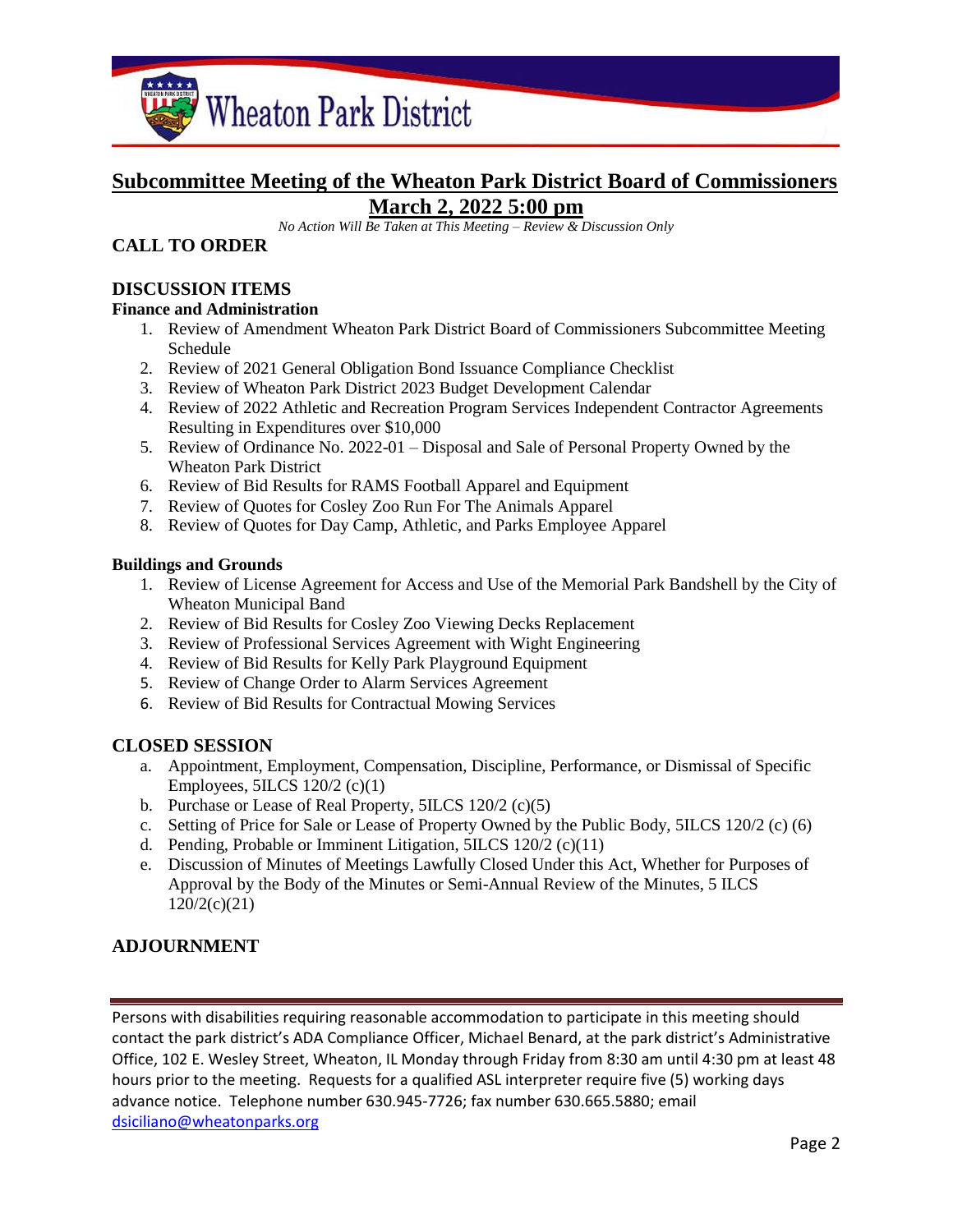Wheaton Park District

# Subcommittee Meeting of the Wheaton Park District Board of Commissioners

## March 2, 2022 5:00 pm

*No Action Will Be Taken at This Meeting – Review & Discussion Only*

## CALL TO ORDER

## DISCUSSION ITEMS

### Finance and Administration

1. Review of Amendment Wheaton Park District Board of Commissioners Subcommittee Meeting Schedule
2. Review of 2021 General Obligation Bond Issuance Compliance Checklist
3. Review of Wheaton Park District 2023 Budget Development Calendar
4. Review of 2022 Athletic and Recreation Program Services Independent Contractor Agreements Resulting in Expenditures over $10,000
5. Review of Ordinance No. 2022-01 – Disposal and Sale of Personal Property Owned by the Wheaton Park District
6. Review of Bid Results for RAMS Football Apparel and Equipment
7. Review of Quotes for Cosley Zoo Run For The Animals Apparel
8. Review of Quotes for Day Camp, Athletic, and Parks Employee Apparel

### Buildings and Grounds

1. Review of License Agreement for Access and Use of the Memorial Park Bandshell by the City of Wheaton Municipal Band
2. Review of Bid Results for Cosley Zoo Viewing Decks Replacement
3. Review of Professional Services Agreement with Wight Engineering
4. Review of Bid Results for Kelly Park Playground Equipment
5. Review of Change Order to Alarm Services Agreement
6. Review of Bid Results for Contractual Mowing Services

## CLOSED SESSION

a. Appointment, Employment, Compensation, Discipline, Performance, or Dismissal of Specific Employees, 5ILCS 120/2 (c)(1)
b. Purchase or Lease of Real Property, 5ILCS 120/2 (c)(5)
c. Setting of Price for Sale or Lease of Property Owned by the Public Body, 5ILCS 120/2 (c) (6)
d. Pending, Probable or Imminent Litigation, 5ILCS 120/2 (c)(11)
e. Discussion of Minutes of Meetings Lawfully Closed Under this Act, Whether for Purposes of Approval by the Body of the Minutes or Semi-Annual Review of the Minutes, 5 ILCS 120/2(c)(21)

## ADJOURNMENT

---

Persons with disabilities requiring reasonable accommodation to participate in this meeting should contact the park district's ADA Compliance Officer, Michael Benard, at the park district's Administrative Office, 102 E. Wesley Street, Wheaton, IL Monday through Friday from 8:30 am until 4:30 pm at least 48 hours prior to the meeting. Requests for a qualified ASL interpreter require five (5) working days advance notice. Telephone number 630.945-7726; fax number 630.665.5880; email dsiciliano@wheatonparks.org